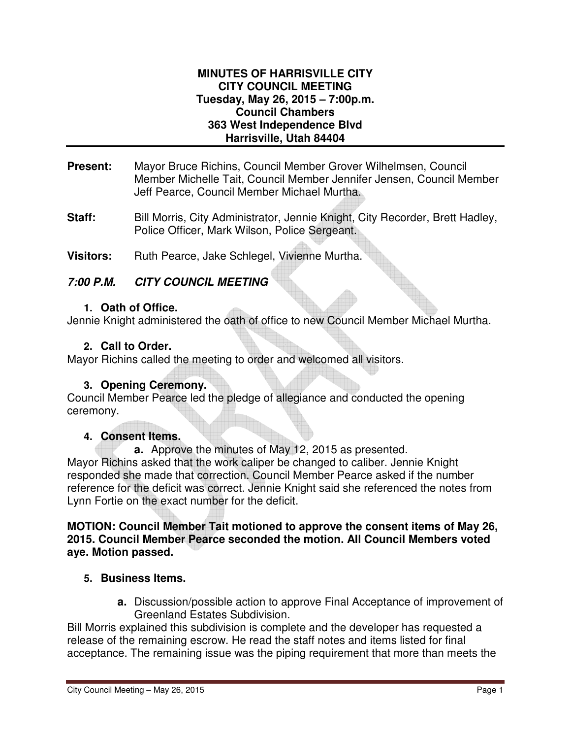**MINUTES OF HARRISVILLE CITY**
**CITY COUNCIL MEETING**
**Tuesday, May 26, 2015 – 7:00p.m.**
**Council Chambers**
**363 West Independence Blvd**
**Harrisville, Utah 84404**

---

**Present:** Mayor Bruce Richins, Council Member Grover Wilhelmsen, Council Member Michelle Tait, Council Member Jennifer Jensen, Council Member Jeff Pearce, Council Member Michael Murtha.

**Staff:** Bill Morris, City Administrator, Jennie Knight, City Recorder, Brett Hadley, Police Officer, Mark Wilson, Police Sergeant.

**Visitors:** Ruth Pearce, Jake Schlegel, Vivienne Murtha.

***7:00 P.M. CITY COUNCIL MEETING***

1. **Oath of Office.**

Jennie Knight administered the oath of office to new Council Member Michael Murtha.

2. **Call to Order.**

Mayor Richins called the meeting to order and welcomed all visitors.

3. **Opening Ceremony.**

Council Member Pearce led the pledge of allegiance and conducted the opening ceremony.

4. **Consent Items.**

   **a.** Approve the minutes of May 12, 2015 as presented.

Mayor Richins asked that the work caliper be changed to caliber. Jennie Knight responded she made that correction. Council Member Pearce asked if the number reference for the deficit was correct. Jennie Knight said she referenced the notes from Lynn Fortie on the exact number for the deficit.

**MOTION: Council Member Tait motioned to approve the consent items of May 26, 2015. Council Member Pearce seconded the motion. All Council Members voted aye. Motion passed.**

5. **Business Items.**

   **a.** Discussion/possible action to approve Final Acceptance of improvement of Greenland Estates Subdivision.

Bill Morris explained this subdivision is complete and the developer has requested a release of the remaining escrow. He read the staff notes and items listed for final acceptance. The remaining issue was the piping requirement that more than meets the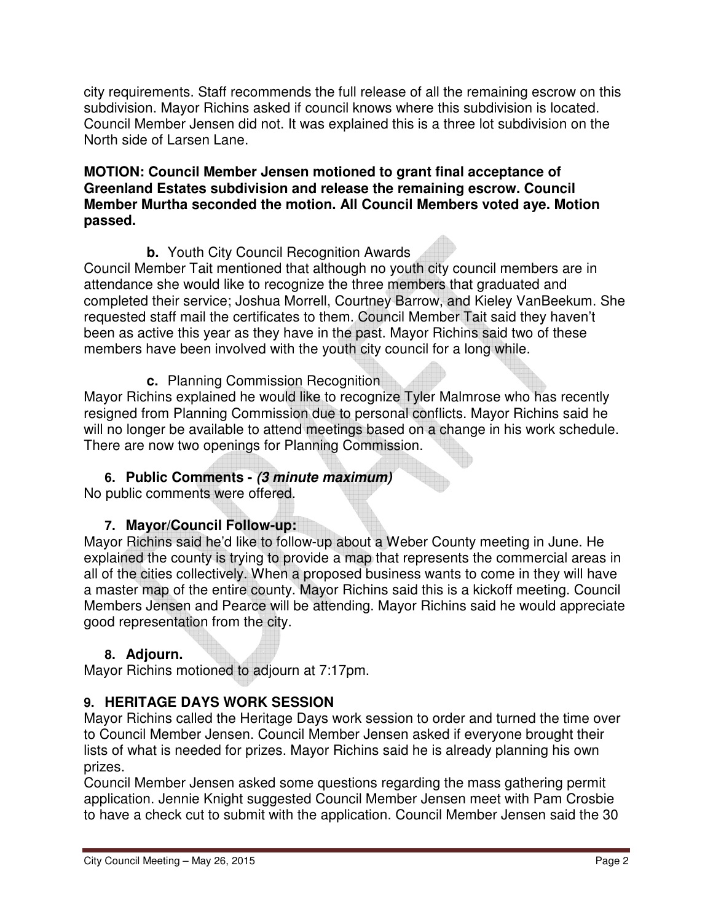city requirements. Staff recommends the full release of all the remaining escrow on this subdivision. Mayor Richins asked if council knows where this subdivision is located. Council Member Jensen did not. It was explained this is a three lot subdivision on the North side of Larsen Lane.

**MOTION: Council Member Jensen motioned to grant final acceptance of Greenland Estates subdivision and release the remaining escrow. Council Member Murtha seconded the motion. All Council Members voted aye. Motion passed.**

**b.** Youth City Council Recognition Awards

Council Member Tait mentioned that although no youth city council members are in attendance she would like to recognize the three members that graduated and completed their service; Joshua Morrell, Courtney Barrow, and Kieley VanBeekum. She requested staff mail the certificates to them. Council Member Tait said they haven't been as active this year as they have in the past. Mayor Richins said two of these members have been involved with the youth city council for a long while.

**c.** Planning Commission Recognition

Mayor Richins explained he would like to recognize Tyler Malmrose who has recently resigned from Planning Commission due to personal conflicts. Mayor Richins said he will no longer be available to attend meetings based on a change in his work schedule. There are now two openings for Planning Commission.

### 6. Public Comments - *(3 minute maximum)*

No public comments were offered.

### 7. Mayor/Council Follow-up:

Mayor Richins said he'd like to follow-up about a Weber County meeting in June. He explained the county is trying to provide a map that represents the commercial areas in all of the cities collectively. When a proposed business wants to come in they will have a master map of the entire county. Mayor Richins said this is a kickoff meeting. Council Members Jensen and Pearce will be attending. Mayor Richins said he would appreciate good representation from the city.

### 8. Adjourn.

Mayor Richins motioned to adjourn at 7:17pm.

### 9. HERITAGE DAYS WORK SESSION

Mayor Richins called the Heritage Days work session to order and turned the time over to Council Member Jensen. Council Member Jensen asked if everyone brought their lists of what is needed for prizes. Mayor Richins said he is already planning his own prizes.

Council Member Jensen asked some questions regarding the mass gathering permit application. Jennie Knight suggested Council Member Jensen meet with Pam Crosbie to have a check cut to submit with the application. Council Member Jensen said the 30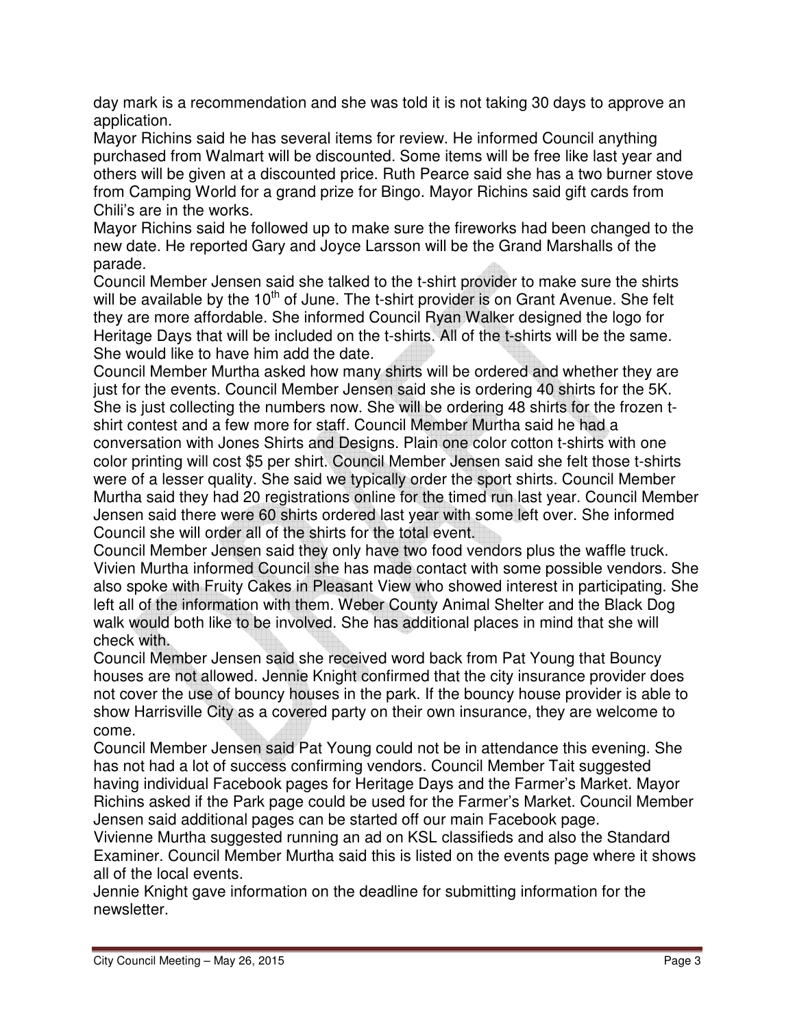day mark is a recommendation and she was told it is not taking 30 days to approve an application.

Mayor Richins said he has several items for review. He informed Council anything purchased from Walmart will be discounted. Some items will be free like last year and others will be given at a discounted price. Ruth Pearce said she has a two burner stove from Camping World for a grand prize for Bingo. Mayor Richins said gift cards from Chili's are in the works.

Mayor Richins said he followed up to make sure the fireworks had been changed to the new date. He reported Gary and Joyce Larsson will be the Grand Marshalls of the parade.

Council Member Jensen said she talked to the t-shirt provider to make sure the shirts will be available by the 10th of June. The t-shirt provider is on Grant Avenue. She felt they are more affordable. She informed Council Ryan Walker designed the logo for Heritage Days that will be included on the t-shirts. All of the t-shirts will be the same. She would like to have him add the date.

Council Member Murtha asked how many shirts will be ordered and whether they are just for the events. Council Member Jensen said she is ordering 40 shirts for the 5K. She is just collecting the numbers now. She will be ordering 48 shirts for the frozen t-shirt contest and a few more for staff. Council Member Murtha said he had a conversation with Jones Shirts and Designs. Plain one color cotton t-shirts with one color printing will cost $5 per shirt. Council Member Jensen said she felt those t-shirts were of a lesser quality. She said we typically order the sport shirts. Council Member Murtha said they had 20 registrations online for the timed run last year. Council Member Jensen said there were 60 shirts ordered last year with some left over. She informed Council she will order all of the shirts for the total event.

Council Member Jensen said they only have two food vendors plus the waffle truck. Vivien Murtha informed Council she has made contact with some possible vendors. She also spoke with Fruity Cakes in Pleasant View who showed interest in participating. She left all of the information with them. Weber County Animal Shelter and the Black Dog walk would both like to be involved. She has additional places in mind that she will check with.

Council Member Jensen said she received word back from Pat Young that Bouncy houses are not allowed. Jennie Knight confirmed that the city insurance provider does not cover the use of bouncy houses in the park. If the bouncy house provider is able to show Harrisville City as a covered party on their own insurance, they are welcome to come.

Council Member Jensen said Pat Young could not be in attendance this evening. She has not had a lot of success confirming vendors. Council Member Tait suggested having individual Facebook pages for Heritage Days and the Farmer's Market. Mayor Richins asked if the Park page could be used for the Farmer's Market. Council Member Jensen said additional pages can be started off our main Facebook page.

Vivienne Murtha suggested running an ad on KSL classifieds and also the Standard Examiner. Council Member Murtha said this is listed on the events page where it shows all of the local events.

Jennie Knight gave information on the deadline for submitting information for the newsletter.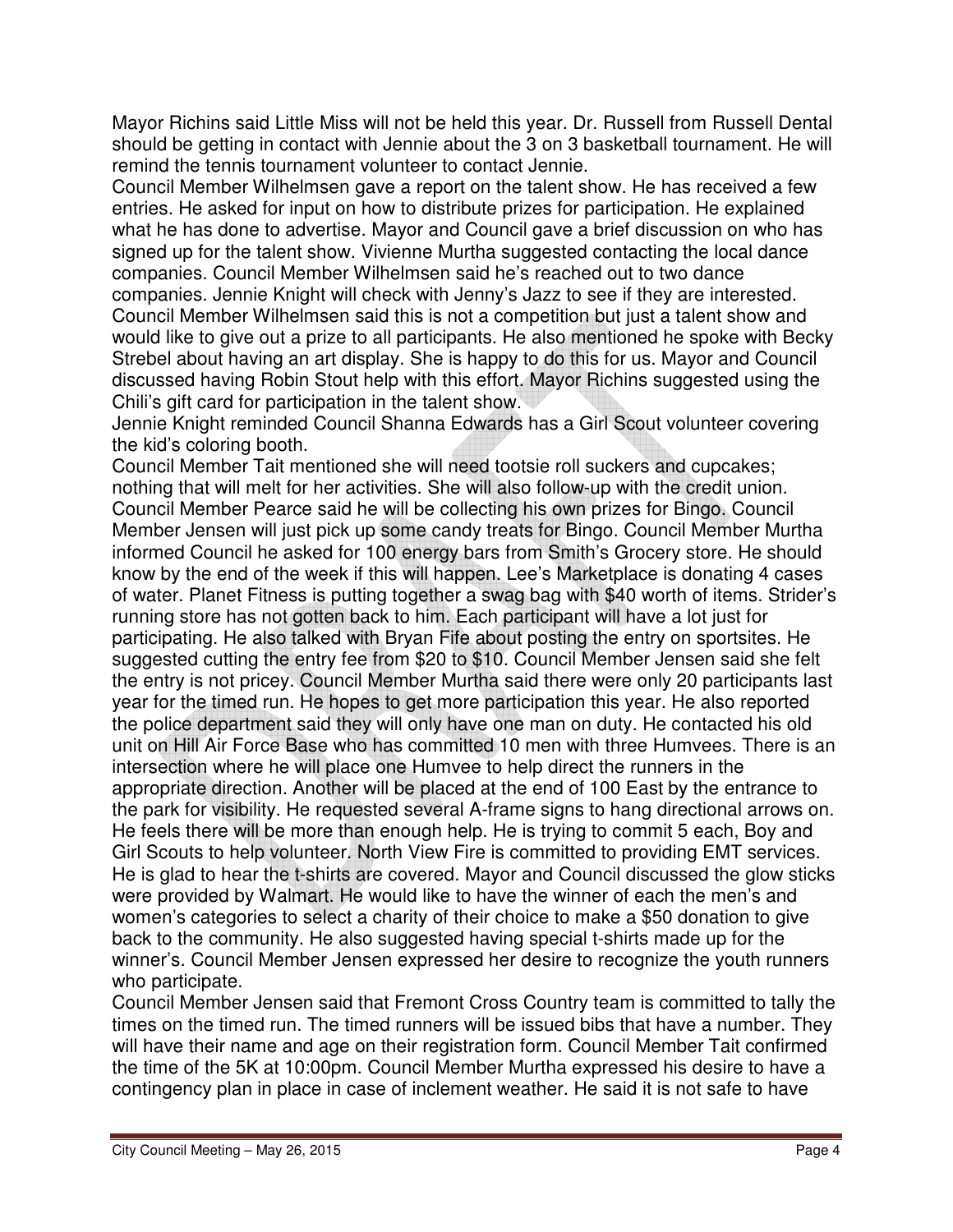Mayor Richins said Little Miss will not be held this year. Dr. Russell from Russell Dental should be getting in contact with Jennie about the 3 on 3 basketball tournament. He will remind the tennis tournament volunteer to contact Jennie.

Council Member Wilhelmsen gave a report on the talent show. He has received a few entries. He asked for input on how to distribute prizes for participation. He explained what he has done to advertise. Mayor and Council gave a brief discussion on who has signed up for the talent show. Vivienne Murtha suggested contacting the local dance companies. Council Member Wilhelmsen said he's reached out to two dance companies. Jennie Knight will check with Jenny's Jazz to see if they are interested. Council Member Wilhelmsen said this is not a competition but just a talent show and would like to give out a prize to all participants. He also mentioned he spoke with Becky Strebel about having an art display. She is happy to do this for us. Mayor and Council discussed having Robin Stout help with this effort. Mayor Richins suggested using the Chili's gift card for participation in the talent show.

Jennie Knight reminded Council Shanna Edwards has a Girl Scout volunteer covering the kid's coloring booth.

Council Member Tait mentioned she will need tootsie roll suckers and cupcakes; nothing that will melt for her activities. She will also follow-up with the credit union. Council Member Pearce said he will be collecting his own prizes for Bingo. Council Member Jensen will just pick up some candy treats for Bingo. Council Member Murtha informed Council he asked for 100 energy bars from Smith's Grocery store. He should know by the end of the week if this will happen. Lee's Marketplace is donating 4 cases of water. Planet Fitness is putting together a swag bag with $40 worth of items. Strider's running store has not gotten back to him. Each participant will have a lot just for participating. He also talked with Bryan Fife about posting the entry on sportsites. He suggested cutting the entry fee from $20 to $10. Council Member Jensen said she felt the entry is not pricey. Council Member Murtha said there were only 20 participants last year for the timed run. He hopes to get more participation this year. He also reported the police department said they will only have one man on duty. He contacted his old unit on Hill Air Force Base who has committed 10 men with three Humvees. There is an intersection where he will place one Humvee to help direct the runners in the appropriate direction. Another will be placed at the end of 100 East by the entrance to the park for visibility. He requested several A-frame signs to hang directional arrows on. He feels there will be more than enough help. He is trying to commit 5 each, Boy and Girl Scouts to help volunteer. North View Fire is committed to providing EMT services. He is glad to hear the t-shirts are covered. Mayor and Council discussed the glow sticks were provided by Walmart. He would like to have the winner of each the men's and women's categories to select a charity of their choice to make a $50 donation to give back to the community. He also suggested having special t-shirts made up for the winner's. Council Member Jensen expressed her desire to recognize the youth runners who participate.

Council Member Jensen said that Fremont Cross Country team is committed to tally the times on the timed run. The timed runners will be issued bibs that have a number. They will have their name and age on their registration form. Council Member Tait confirmed the time of the 5K at 10:00pm. Council Member Murtha expressed his desire to have a contingency plan in place in case of inclement weather. He said it is not safe to have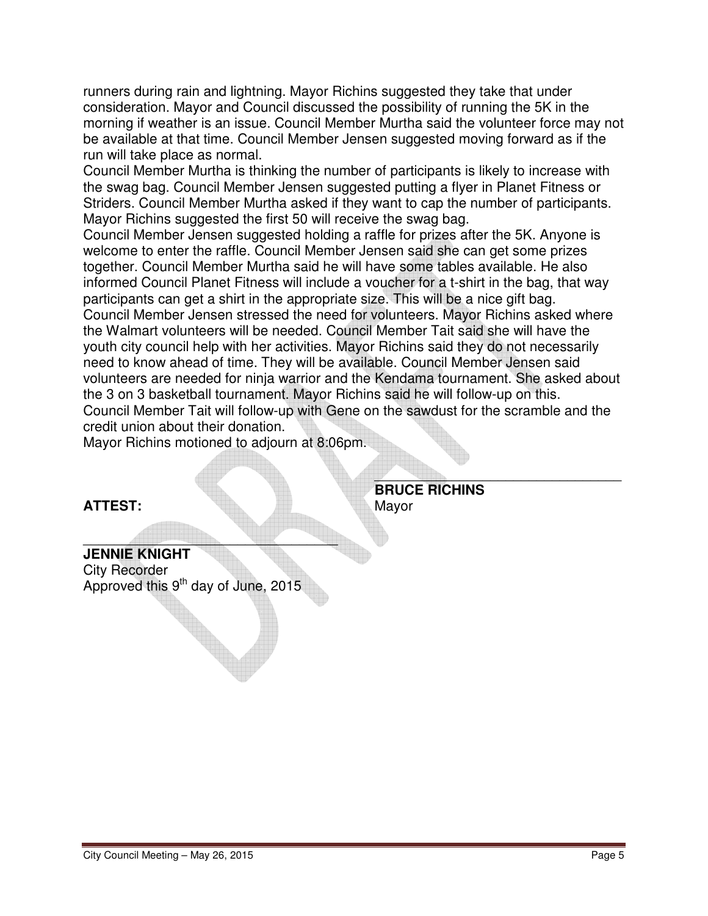runners during rain and lightning. Mayor Richins suggested they take that under consideration. Mayor and Council discussed the possibility of running the 5K in the morning if weather is an issue. Council Member Murtha said the volunteer force may not be available at that time. Council Member Jensen suggested moving forward as if the run will take place as normal.

Council Member Murtha is thinking the number of participants is likely to increase with the swag bag. Council Member Jensen suggested putting a flyer in Planet Fitness or Striders. Council Member Murtha asked if they want to cap the number of participants. Mayor Richins suggested the first 50 will receive the swag bag.

Council Member Jensen suggested holding a raffle for prizes after the 5K. Anyone is welcome to enter the raffle. Council Member Jensen said she can get some prizes together. Council Member Murtha said he will have some tables available. He also informed Council Planet Fitness will include a voucher for a t-shirt in the bag, that way participants can get a shirt in the appropriate size. This will be a nice gift bag.

Council Member Jensen stressed the need for volunteers. Mayor Richins asked where the Walmart volunteers will be needed. Council Member Tait said she will have the youth city council help with her activities. Mayor Richins said they do not necessarily need to know ahead of time. They will be available. Council Member Jensen said volunteers are needed for ninja warrior and the Kendama tournament. She asked about the 3 on 3 basketball tournament. Mayor Richins said he will follow-up on this.

Council Member Tait will follow-up with Gene on the sawdust for the scramble and the credit union about their donation.

Mayor Richins motioned to adjourn at 8:06pm.

\_\_\_\_\_\_\_\_\_\_\_\_\_\_\_\_\_\_\_\_\_\_\_\_\_\_\_\_\_\_\_\_\_\_\_\_

**BRUCE RICHINS**
Mayor

**ATTEST:**

\_\_\_\_\_\_\_\_\_\_\_\_\_\_\_\_\_\_\_\_\_\_\_\_\_\_\_\_\_\_\_\_\_\_\_\_

**JENNIE KNIGHT**
City Recorder
Approved this 9th day of June, 2015